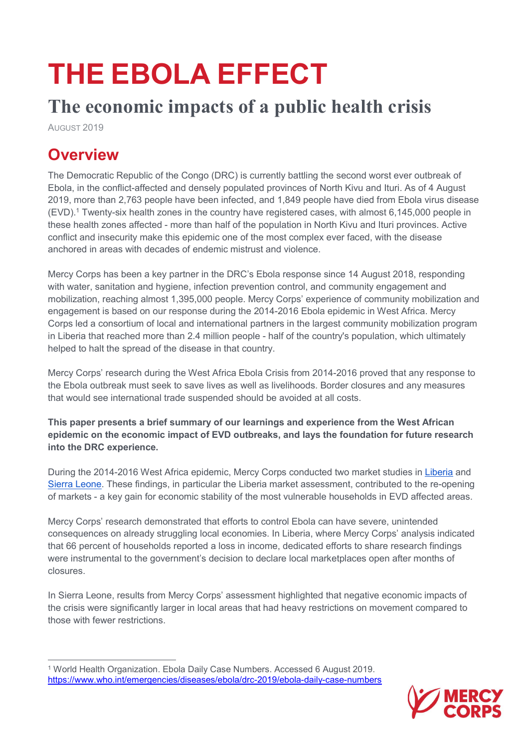# THE EBOLA EFFECT

## The economic impacts of a public health crisis

AUGUST 2019

## Overview

The Democratic Republic of the Congo (DRC) is currently battling the second worst ever outbreak of Ebola, in the conflict-affected and densely populated provinces of North Kivu and Ituri. As of 4 August 2019, more than 2,763 people have been infected, and 1,849 people have died from Ebola virus disease (EVD).[1] Twenty-six health zones in the country have registered cases, with almost 6,145,000 people in these health zones affected - more than half of the population in North Kivu and Ituri provinces. Active conflict and insecurity make this epidemic one of the most complex ever faced, with the disease anchored in areas with decades of endemic mistrust and violence.

Mercy Corps has been a key partner in the DRC's Ebola response since 14 August 2018, responding with water, sanitation and hygiene, infection prevention control, and community engagement and mobilization, reaching almost 1,395,000 people. Mercy Corps' experience of community mobilization and engagement is based on our response during the 2014-2016 Ebola epidemic in West Africa. Mercy Corps led a consortium of local and international partners in the largest community mobilization program in Liberia that reached more than 2.4 million people - half of the country's population, which ultimately helped to halt the spread of the disease in that country.

Mercy Corps' research during the West Africa Ebola Crisis from 2014-2016 proved that any response to the Ebola outbreak must seek to save lives as well as livelihoods. Border closures and any measures that would see international trade suspended should be avoided at all costs.

**This paper presents a brief summary of our learnings and experience from the West African epidemic on the economic impact of EVD outbreaks, and lays the foundation for future research into the DRC experience.**

During the 2014-2016 West Africa epidemic, Mercy Corps conducted two market studies in Liberia and Sierra Leone. These findings, in particular the Liberia market assessment, contributed to the re-opening of markets - a key gain for economic stability of the most vulnerable households in EVD affected areas.

Mercy Corps' research demonstrated that efforts to control Ebola can have severe, unintended consequences on already struggling local economies. In Liberia, where Mercy Corps' analysis indicated that 66 percent of households reported a loss in income, dedicated efforts to share research findings were instrumental to the government's decision to declare local marketplaces open after months of closures.

In Sierra Leone, results from Mercy Corps' assessment highlighted that negative economic impacts of the crisis were significantly larger in local areas that had heavy restrictions on movement compared to those with fewer restrictions.

[1] World Health Organization. Ebola Daily Case Numbers. Accessed 6 August 2019. https://www.who.int/emergencies/diseases/ebola/drc-2019/ebola-daily-case-numbers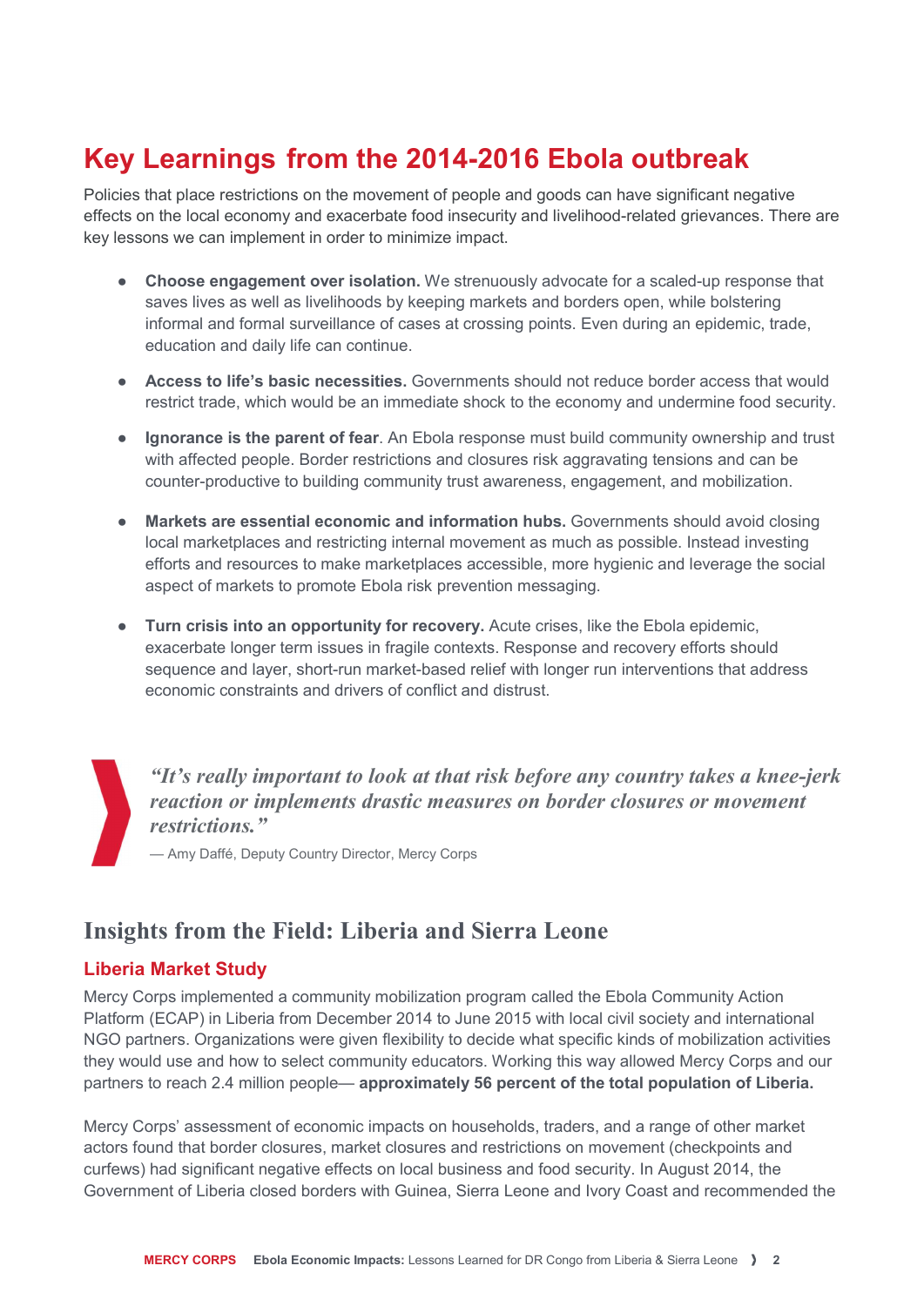# Key Learnings from the 2014-2016 Ebola outbreak

Policies that place restrictions on the movement of people and goods can have significant negative effects on the local economy and exacerbate food insecurity and livelihood-related grievances. There are key lessons we can implement in order to minimize impact.

- **Choose engagement over isolation.** We strenuously advocate for a scaled-up response that saves lives as well as livelihoods by keeping markets and borders open, while bolstering informal and formal surveillance of cases at crossing points. Even during an epidemic, trade, education and daily life can continue.
- **Access to life's basic necessities.** Governments should not reduce border access that would restrict trade, which would be an immediate shock to the economy and undermine food security.
- **Ignorance is the parent of fear**. An Ebola response must build community ownership and trust with affected people. Border restrictions and closures risk aggravating tensions and can be counter-productive to building community trust awareness, engagement, and mobilization.
- **Markets are essential economic and information hubs.** Governments should avoid closing local marketplaces and restricting internal movement as much as possible. Instead investing efforts and resources to make marketplaces accessible, more hygienic and leverage the social aspect of markets to promote Ebola risk prevention messaging.
- **Turn crisis into an opportunity for recovery.** Acute crises, like the Ebola epidemic, exacerbate longer term issues in fragile contexts. Response and recovery efforts should sequence and layer, short-run market-based relief with longer run interventions that address economic constraints and drivers of conflict and distrust.

> ***"It's really important to look at that risk before any country takes a knee-jerk reaction or implements drastic measures on border closures or movement restrictions."***
>
> — Amy Daffé, Deputy Country Director, Mercy Corps

## Insights from the Field: Liberia and Sierra Leone

### Liberia Market Study

Mercy Corps implemented a community mobilization program called the Ebola Community Action Platform (ECAP) in Liberia from December 2014 to June 2015 with local civil society and international NGO partners. Organizations were given flexibility to decide what specific kinds of mobilization activities they would use and how to select community educators. Working this way allowed Mercy Corps and our partners to reach 2.4 million people— **approximately 56 percent of the total population of Liberia.**

Mercy Corps' assessment of economic impacts on households, traders, and a range of other market actors found that border closures, market closures and restrictions on movement (checkpoints and curfews) had significant negative effects on local business and food security. In August 2014, the Government of Liberia closed borders with Guinea, Sierra Leone and Ivory Coast and recommended the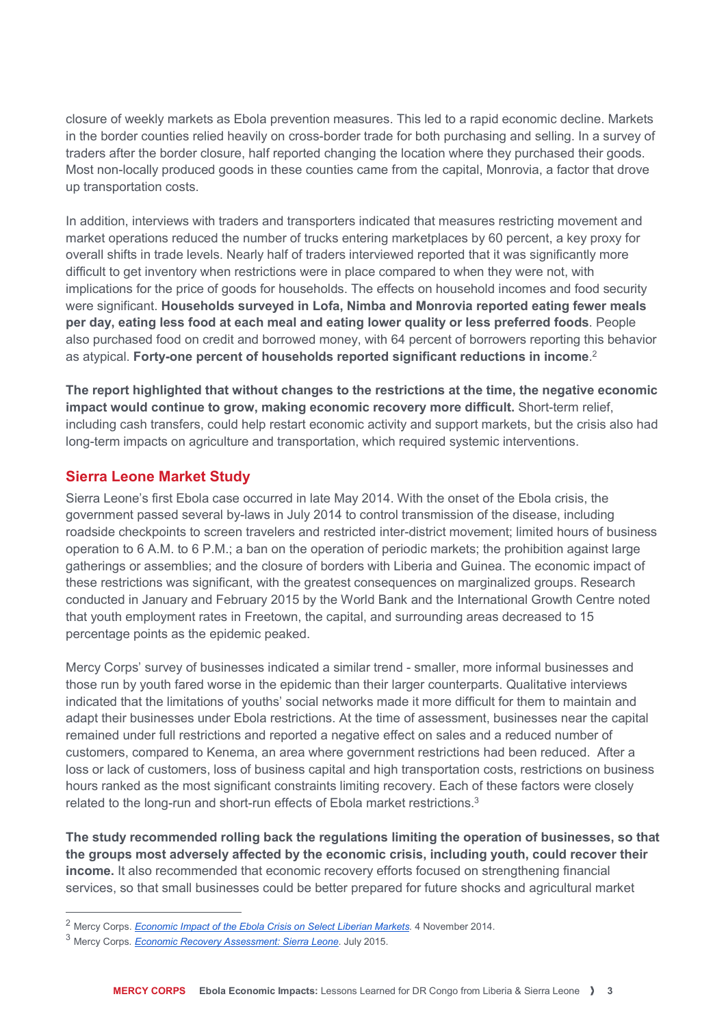closure of weekly markets as Ebola prevention measures. This led to a rapid economic decline. Markets in the border counties relied heavily on cross-border trade for both purchasing and selling. In a survey of traders after the border closure, half reported changing the location where they purchased their goods. Most non-locally produced goods in these counties came from the capital, Monrovia, a factor that drove up transportation costs.

In addition, interviews with traders and transporters indicated that measures restricting movement and market operations reduced the number of trucks entering marketplaces by 60 percent, a key proxy for overall shifts in trade levels. Nearly half of traders interviewed reported that it was significantly more difficult to get inventory when restrictions were in place compared to when they were not, with implications for the price of goods for households. The effects on household incomes and food security were significant. **Households surveyed in Lofa, Nimba and Monrovia reported eating fewer meals per day, eating less food at each meal and eating lower quality or less preferred foods**. People also purchased food on credit and borrowed money, with 64 percent of borrowers reporting this behavior as atypical. **Forty-one percent of households reported significant reductions in income**.[2]

**The report highlighted that without changes to the restrictions at the time, the negative economic impact would continue to grow, making economic recovery more difficult.** Short-term relief, including cash transfers, could help restart economic activity and support markets, but the crisis also had long-term impacts on agriculture and transportation, which required systemic interventions.

## Sierra Leone Market Study

Sierra Leone's first Ebola case occurred in late May 2014. With the onset of the Ebola crisis, the government passed several by-laws in July 2014 to control transmission of the disease, including roadside checkpoints to screen travelers and restricted inter-district movement; limited hours of business operation to 6 A.M. to 6 P.M.; a ban on the operation of periodic markets; the prohibition against large gatherings or assemblies; and the closure of borders with Liberia and Guinea. The economic impact of these restrictions was significant, with the greatest consequences on marginalized groups. Research conducted in January and February 2015 by the World Bank and the International Growth Centre noted that youth employment rates in Freetown, the capital, and surrounding areas decreased to 15 percentage points as the epidemic peaked.

Mercy Corps' survey of businesses indicated a similar trend - smaller, more informal businesses and those run by youth fared worse in the epidemic than their larger counterparts. Qualitative interviews indicated that the limitations of youths' social networks made it more difficult for them to maintain and adapt their businesses under Ebola restrictions. At the time of assessment, businesses near the capital remained under full restrictions and reported a negative effect on sales and a reduced number of customers, compared to Kenema, an area where government restrictions had been reduced. After a loss or lack of customers, loss of business capital and high transportation costs, restrictions on business hours ranked as the most significant constraints limiting recovery. Each of these factors were closely related to the long-run and short-run effects of Ebola market restrictions.[3]

**The study recommended rolling back the regulations limiting the operation of businesses, so that the groups most adversely affected by the economic crisis, including youth, could recover their income.** It also recommended that economic recovery efforts focused on strengthening financial services, so that small businesses could be better prepared for future shocks and agricultural market

---

[2] Mercy Corps. *Economic Impact of the Ebola Crisis on Select Liberian Markets*. 4 November 2014.

[3] Mercy Corps. *Economic Recovery Assessment: Sierra Leone*. July 2015.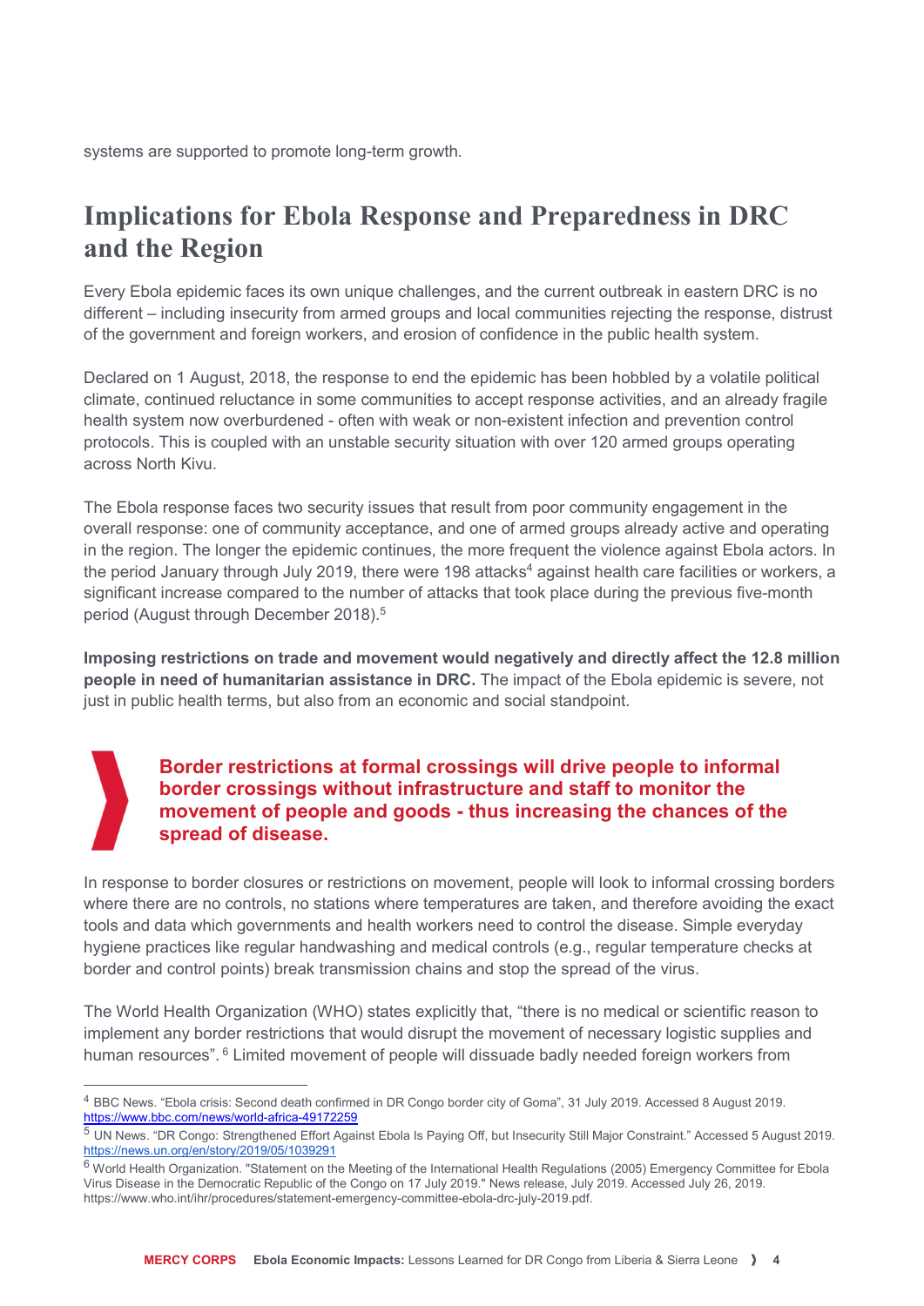systems are supported to promote long-term growth.

## Implications for Ebola Response and Preparedness in DRC and the Region

Every Ebola epidemic faces its own unique challenges, and the current outbreak in eastern DRC is no different – including insecurity from armed groups and local communities rejecting the response, distrust of the government and foreign workers, and erosion of confidence in the public health system.

Declared on 1 August, 2018, the response to end the epidemic has been hobbled by a volatile political climate, continued reluctance in some communities to accept response activities, and an already fragile health system now overburdened - often with weak or non-existent infection and prevention control protocols. This is coupled with an unstable security situation with over 120 armed groups operating across North Kivu.

The Ebola response faces two security issues that result from poor community engagement in the overall response: one of community acceptance, and one of armed groups already active and operating in the region. The longer the epidemic continues, the more frequent the violence against Ebola actors. In the period January through July 2019, there were 198 attacks[4] against health care facilities or workers, a significant increase compared to the number of attacks that took place during the previous five-month period (August through December 2018).[5]

**Imposing restrictions on trade and movement would negatively and directly affect the 12.8 million people in need of humanitarian assistance in DRC.** The impact of the Ebola epidemic is severe, not just in public health terms, but also from an economic and social standpoint.

### Border restrictions at formal crossings will drive people to informal border crossings without infrastructure and staff to monitor the movement of people and goods - thus increasing the chances of the spread of disease.

In response to border closures or restrictions on movement, people will look to informal crossing borders where there are no controls, no stations where temperatures are taken, and therefore avoiding the exact tools and data which governments and health workers need to control the disease. Simple everyday hygiene practices like regular handwashing and medical controls (e.g., regular temperature checks at border and control points) break transmission chains and stop the spread of the virus.

The World Health Organization (WHO) states explicitly that, "there is no medical or scientific reason to implement any border restrictions that would disrupt the movement of necessary logistic supplies and human resources". [6] Limited movement of people will dissuade badly needed foreign workers from

---

[4] BBC News. "Ebola crisis: Second death confirmed in DR Congo border city of Goma", 31 July 2019. Accessed 8 August 2019. https://www.bbc.com/news/world-africa-49172259

[5] UN News. "DR Congo: Strengthened Effort Against Ebola Is Paying Off, but Insecurity Still Major Constraint." Accessed 5 August 2019. https://news.un.org/en/story/2019/05/1039291

[6] World Health Organization. "Statement on the Meeting of the International Health Regulations (2005) Emergency Committee for Ebola Virus Disease in the Democratic Republic of the Congo on 17 July 2019." News release, July 2019. Accessed July 26, 2019. https://www.who.int/ihr/procedures/statement-emergency-committee-ebola-drc-july-2019.pdf.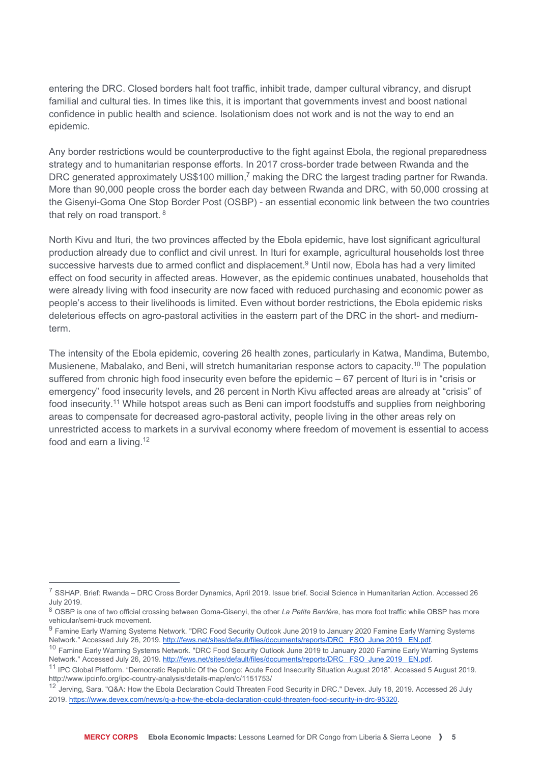entering the DRC. Closed borders halt foot traffic, inhibit trade, damper cultural vibrancy, and disrupt familial and cultural ties. In times like this, it is important that governments invest and boost national confidence in public health and science. Isolationism does not work and is not the way to end an epidemic.

Any border restrictions would be counterproductive to the fight against Ebola, the regional preparedness strategy and to humanitarian response efforts. In 2017 cross-border trade between Rwanda and the DRC generated approximately US$100 million,[7] making the DRC the largest trading partner for Rwanda. More than 90,000 people cross the border each day between Rwanda and DRC, with 50,000 crossing at the Gisenyi-Goma One Stop Border Post (OSBP) - an essential economic link between the two countries that rely on road transport.[8]

North Kivu and Ituri, the two provinces affected by the Ebola epidemic, have lost significant agricultural production already due to conflict and civil unrest. In Ituri for example, agricultural households lost three successive harvests due to armed conflict and displacement.[9] Until now, Ebola has had a very limited effect on food security in affected areas. However, as the epidemic continues unabated, households that were already living with food insecurity are now faced with reduced purchasing and economic power as people's access to their livelihoods is limited. Even without border restrictions, the Ebola epidemic risks deleterious effects on agro-pastoral activities in the eastern part of the DRC in the short- and medium-term.

The intensity of the Ebola epidemic, covering 26 health zones, particularly in Katwa, Mandima, Butembo, Musienene, Mabalako, and Beni, will stretch humanitarian response actors to capacity.[10] The population suffered from chronic high food insecurity even before the epidemic – 67 percent of Ituri is in "crisis or emergency" food insecurity levels, and 26 percent in North Kivu affected areas are already at "crisis" of food insecurity.[11] While hotspot areas such as Beni can import foodstuffs and supplies from neighboring areas to compensate for decreased agro-pastoral activity, people living in the other areas rely on unrestricted access to markets in a survival economy where freedom of movement is essential to access food and earn a living.[12]

---

[7] SSHAP. Brief: Rwanda – DRC Cross Border Dynamics, April 2019. Issue brief. Social Science in Humanitarian Action. Accessed 26 July 2019.

[8] OSBP is one of two official crossing between Goma-Gisenyi, the other *La Petite Barrière*, has more foot traffic while OBSP has more vehicular/semi-truck movement.

[9] Famine Early Warning Systems Network. "DRC Food Security Outlook June 2019 to January 2020 Famine Early Warning Systems Network." Accessed July 26, 2019. http://fews.net/sites/default/files/documents/reports/DRC_FSO_June 2019_EN.pdf.

[10] Famine Early Warning Systems Network. "DRC Food Security Outlook June 2019 to January 2020 Famine Early Warning Systems Network." Accessed July 26, 2019. http://fews.net/sites/default/files/documents/reports/DRC_FSO_June 2019_EN.pdf.

[11] IPC Global Platform. "Democratic Republic Of the Congo: Acute Food Insecurity Situation August 2018". Accessed 5 August 2019. http://www.ipcinfo.org/ipc-country-analysis/details-map/en/c/1151753/

[12] Jerving, Sara. "Q&A: How the Ebola Declaration Could Threaten Food Security in DRC." Devex. July 18, 2019. Accessed 26 July 2019. https://www.devex.com/news/q-a-how-the-ebola-declaration-could-threaten-food-security-in-drc-95320.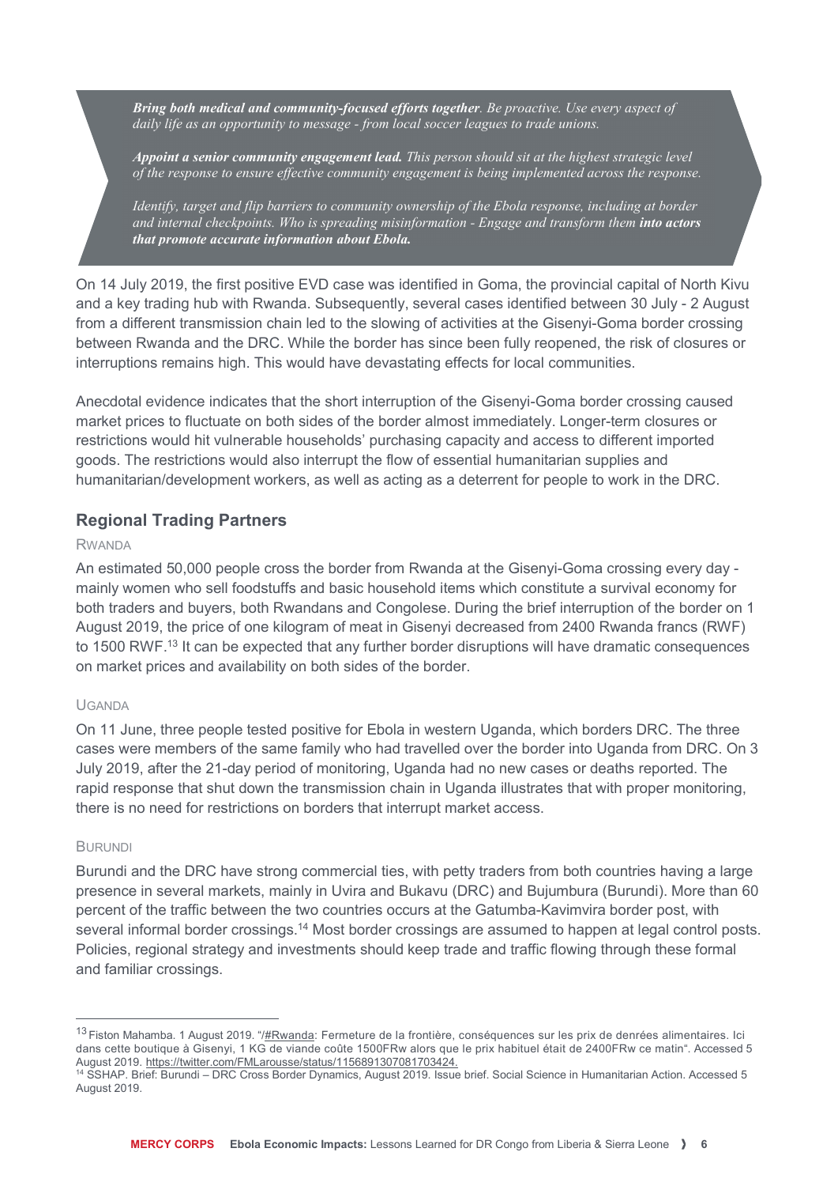***Bring both medical and community-focused efforts together****. Be proactive. Use every aspect of daily life as an opportunity to message - from local soccer leagues to trade unions.*

***Appoint a senior community engagement lead.*** *This person should sit at the highest strategic level of the response to ensure effective community engagement is being implemented across the response.*

*Identify, target and flip barriers to community ownership of the Ebola response, including at border and internal checkpoints. Who is spreading misinformation - Engage and transform them* ***into actors that promote accurate information about Ebola.***

On 14 July 2019, the first positive EVD case was identified in Goma, the provincial capital of North Kivu and a key trading hub with Rwanda. Subsequently, several cases identified between 30 July - 2 August from a different transmission chain led to the slowing of activities at the Gisenyi-Goma border crossing between Rwanda and the DRC. While the border has since been fully reopened, the risk of closures or interruptions remains high. This would have devastating effects for local communities.

Anecdotal evidence indicates that the short interruption of the Gisenyi-Goma border crossing caused market prices to fluctuate on both sides of the border almost immediately. Longer-term closures or restrictions would hit vulnerable households' purchasing capacity and access to different imported goods. The restrictions would also interrupt the flow of essential humanitarian supplies and humanitarian/development workers, as well as acting as a deterrent for people to work in the DRC.

## Regional Trading Partners

### Rwanda

An estimated 50,000 people cross the border from Rwanda at the Gisenyi-Goma crossing every day - mainly women who sell foodstuffs and basic household items which constitute a survival economy for both traders and buyers, both Rwandans and Congolese. During the brief interruption of the border on 1 August 2019, the price of one kilogram of meat in Gisenyi decreased from 2400 Rwanda francs (RWF) to 1500 RWF.[13] It can be expected that any further border disruptions will have dramatic consequences on market prices and availability on both sides of the border.

### Uganda

On 11 June, three people tested positive for Ebola in western Uganda, which borders DRC. The three cases were members of the same family who had travelled over the border into Uganda from DRC. On 3 July 2019, after the 21-day period of monitoring, Uganda had no new cases or deaths reported. The rapid response that shut down the transmission chain in Uganda illustrates that with proper monitoring, there is no need for restrictions on borders that interrupt market access.

### Burundi

Burundi and the DRC have strong commercial ties, with petty traders from both countries having a large presence in several markets, mainly in Uvira and Bukavu (DRC) and Bujumbura (Burundi). More than 60 percent of the traffic between the two countries occurs at the Gatumba-Kavimvira border post, with several informal border crossings.[14] Most border crossings are assumed to happen at legal control posts. Policies, regional strategy and investments should keep trade and traffic flowing through these formal and familiar crossings.

---

[13] Fiston Mahamba. 1 August 2019. "/#Rwanda: Fermeture de la frontière, conséquences sur les prix de denrées alimentaires. Ici dans cette boutique à Gisenyi, 1 KG de viande coûte 1500FRw alors que le prix habituel était de 2400FRw ce matin". Accessed 5 August 2019. https://twitter.com/FMLarousse/status/1156891307081703424.

[14] SSHAP. Brief: Burundi – DRC Cross Border Dynamics, August 2019. Issue brief. Social Science in Humanitarian Action. Accessed 5 August 2019.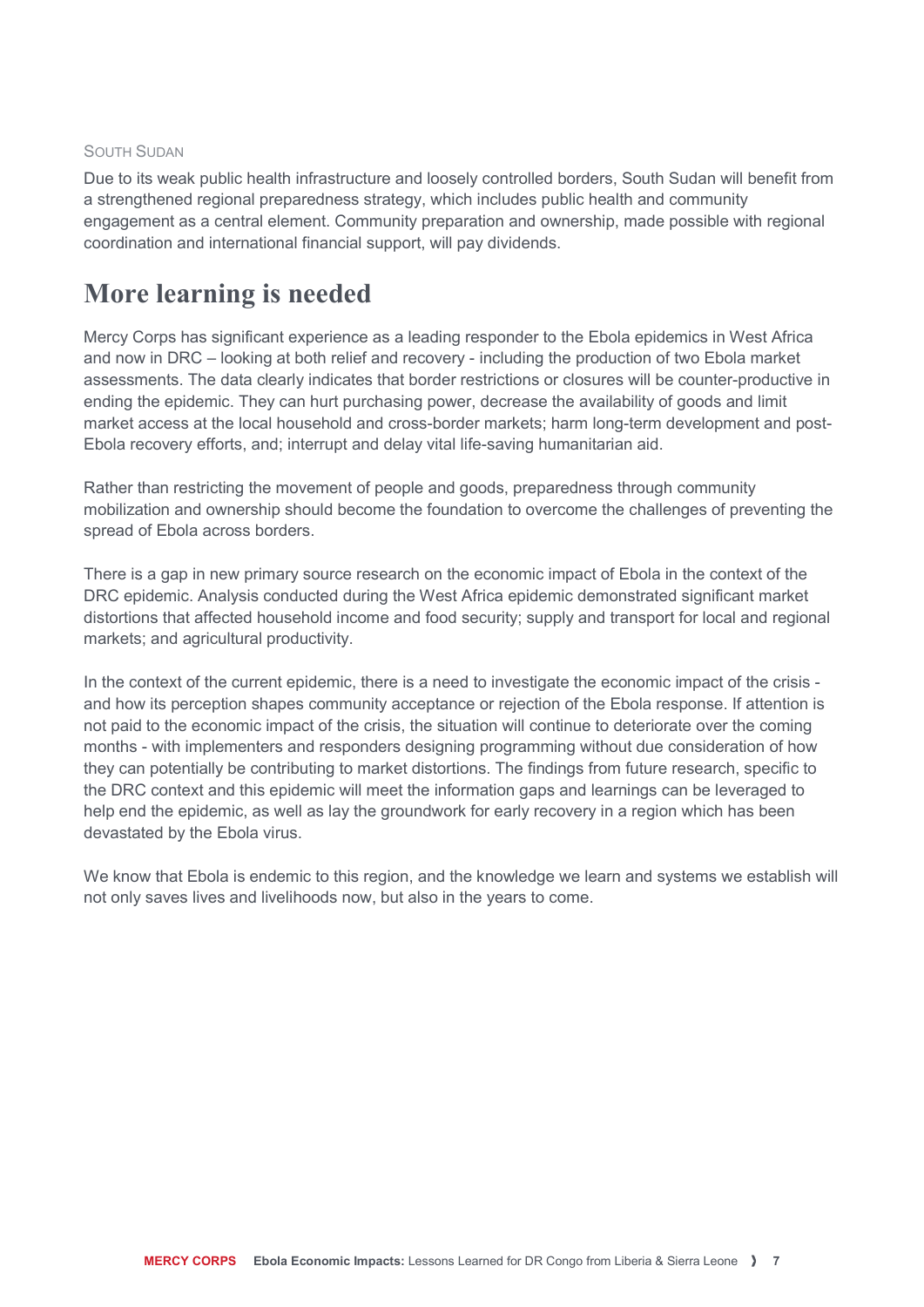### South Sudan

Due to its weak public health infrastructure and loosely controlled borders, South Sudan will benefit from a strengthened regional preparedness strategy, which includes public health and community engagement as a central element. Community preparation and ownership, made possible with regional coordination and international financial support, will pay dividends.

## More learning is needed

Mercy Corps has significant experience as a leading responder to the Ebola epidemics in West Africa and now in DRC – looking at both relief and recovery - including the production of two Ebola market assessments. The data clearly indicates that border restrictions or closures will be counter-productive in ending the epidemic. They can hurt purchasing power, decrease the availability of goods and limit market access at the local household and cross-border markets; harm long-term development and post-Ebola recovery efforts, and; interrupt and delay vital life-saving humanitarian aid.

Rather than restricting the movement of people and goods, preparedness through community mobilization and ownership should become the foundation to overcome the challenges of preventing the spread of Ebola across borders.

There is a gap in new primary source research on the economic impact of Ebola in the context of the DRC epidemic. Analysis conducted during the West Africa epidemic demonstrated significant market distortions that affected household income and food security; supply and transport for local and regional markets; and agricultural productivity.

In the context of the current epidemic, there is a need to investigate the economic impact of the crisis - and how its perception shapes community acceptance or rejection of the Ebola response. If attention is not paid to the economic impact of the crisis, the situation will continue to deteriorate over the coming months - with implementers and responders designing programming without due consideration of how they can potentially be contributing to market distortions. The findings from future research, specific to the DRC context and this epidemic will meet the information gaps and learnings can be leveraged to help end the epidemic, as well as lay the groundwork for early recovery in a region which has been devastated by the Ebola virus.

We know that Ebola is endemic to this region, and the knowledge we learn and systems we establish will not only saves lives and livelihoods now, but also in the years to come.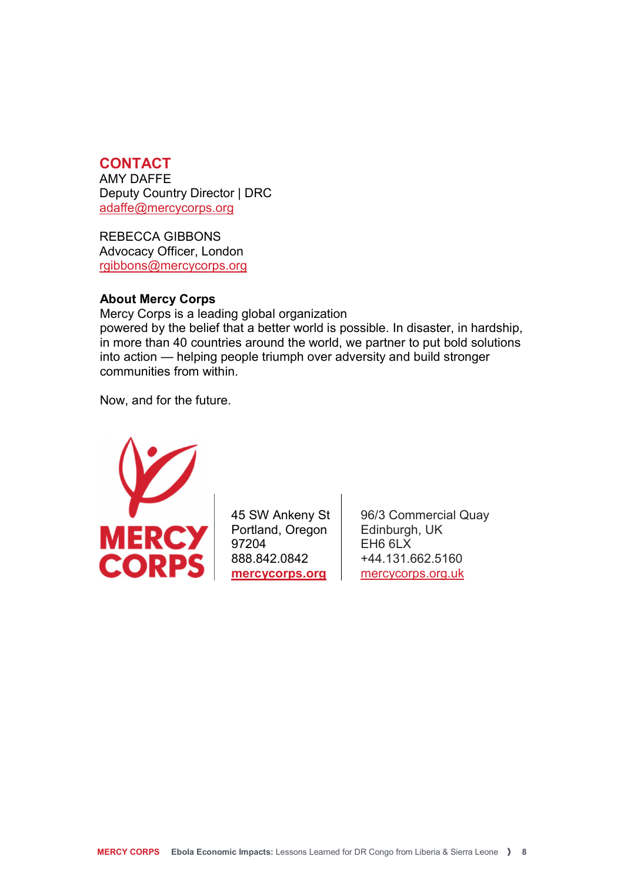## CONTACT

AMY DAFFE
Deputy Country Director | DRC
adaffe@mercycorps.org

REBECCA GIBBONS
Advocacy Officer, London
rgibbons@mercycorps.org

**About Mercy Corps**
Mercy Corps is a leading global organization powered by the belief that a better world is possible. In disaster, in hardship, in more than 40 countries around the world, we partner to put bold solutions into action — helping people triumph over adversity and build stronger communities from within.

Now, and for the future.

MERCY CORPS

45 SW Ankeny St
Portland, Oregon
97204
888.842.0842
**mercycorps.org**

96/3 Commercial Quay
Edinburgh, UK
EH6 6LX
+44.131.662.5160
mercycorps.org.uk